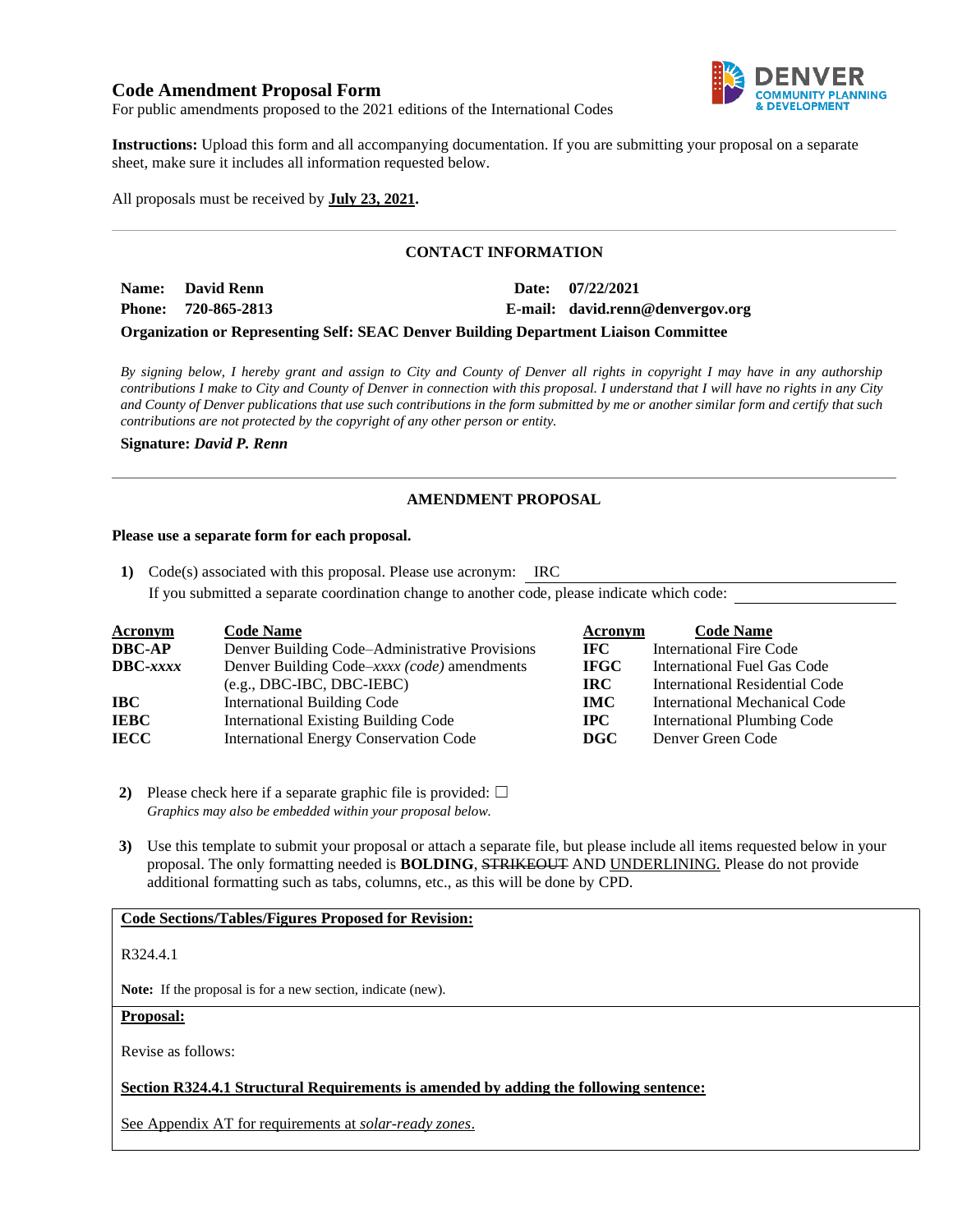# Code Amendment Proposal Form

For public amendments proposed to the 2021 editions of the International Codes

**Instructions:** Upload this form and all accompanying documentation. If you are submitting your proposal on a separate sheet, make sure it includes all information requested below.

All proposals must be received by **July 23, 2021.**

## CONTACT INFORMATION

**Name:** **David Renn** **Date:** **07/22/2021**

**Phone:** **720-865-2813** **E-mail:** **david.renn@denvergov.org**

**Organization or Representing Self: SEAC Denver Building Department Liaison Committee**

*By signing below, I hereby grant and assign to City and County of Denver all rights in copyright I may have in any authorship contributions I make to City and County of Denver in connection with this proposal. I understand that I will have no rights in any City and County of Denver publications that use such contributions in the form submitted by me or another similar form and certify that such contributions are not protected by the copyright of any other person or entity.*

**Signature:** ***David P. Renn***

## AMENDMENT PROPOSAL

**Please use a separate form for each proposal.**

1) Code(s) associated with this proposal. Please use acronym: IRC
   If you submitted a separate coordination change to another code, please indicate which code:

| Acronym | Code Name | Acronym | Code Name |
|---|---|---|---|
| **DBC-AP** | Denver Building Code–Administrative Provisions | **IFC** | International Fire Code |
| **DBC-*xxxx*** | Denver Building Code–*xxxx (code)* amendments (e.g., DBC-IBC, DBC-IEBC) | **IFGC** | International Fuel Gas Code |
| **IBC** | International Building Code | **IRC** | International Residential Code |
| **IEBC** | International Existing Building Code | **IMC** | International Mechanical Code |
| **IECC** | International Energy Conservation Code | **IPC** | International Plumbing Code |
| | | **DGC** | Denver Green Code |

2) Please check here if a separate graphic file is provided: ☐
   *Graphics may also be embedded within your proposal below.*

3) Use this template to submit your proposal or attach a separate file, but please include all items requested below in your proposal. The only formatting needed is **BOLDING**, ~~STRIKEOUT~~ AND <u>UNDERLINING.</u> Please do not provide additional formatting such as tabs, columns, etc., as this will be done by CPD.

**<u>Code Sections/Tables/Figures Proposed for Revision:</u>**

R324.4.1

**Note:** If the proposal is for a new section, indicate (new).

**<u>Proposal:</u>**

Revise as follows:

**<u>Section R324.4.1 Structural Requirements is amended by adding the following sentence:</u>**

<u>See Appendix AT for requirements at *solar-ready zones*.</u>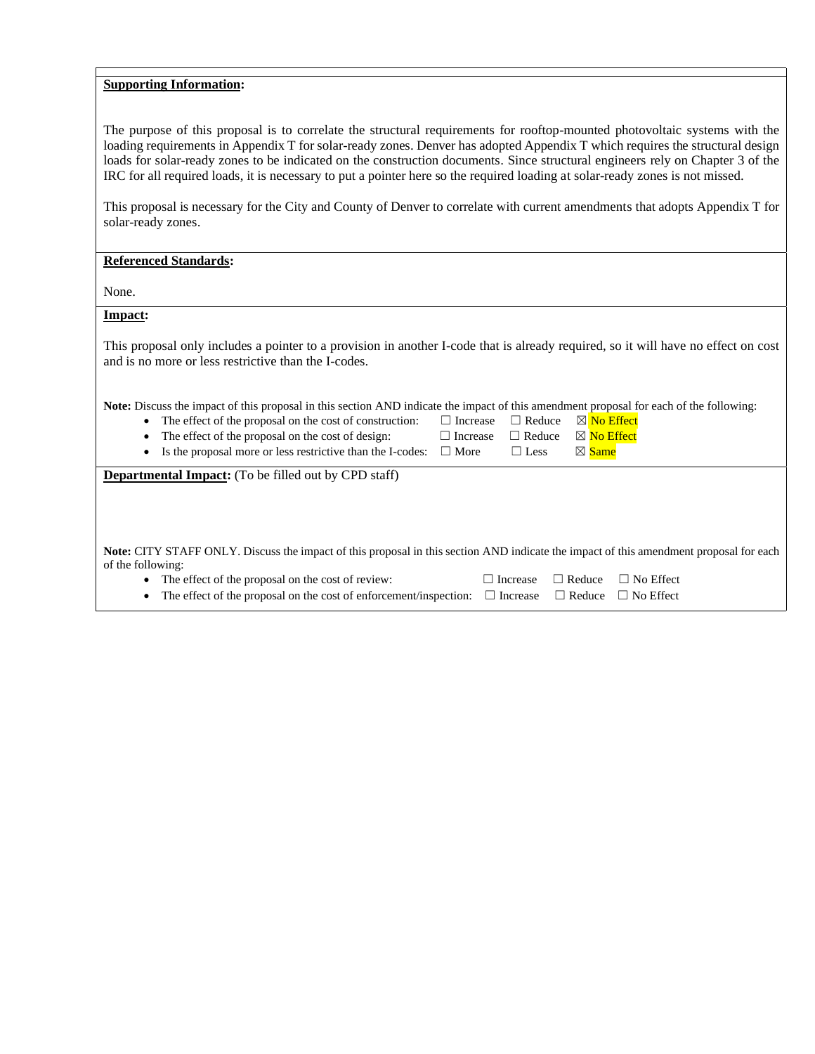**Supporting Information:**

The purpose of this proposal is to correlate the structural requirements for rooftop-mounted photovoltaic systems with the loading requirements in Appendix T for solar-ready zones. Denver has adopted Appendix T which requires the structural design loads for solar-ready zones to be indicated on the construction documents. Since structural engineers rely on Chapter 3 of the IRC for all required loads, it is necessary to put a pointer here so the required loading at solar-ready zones is not missed.

This proposal is necessary for the City and County of Denver to correlate with current amendments that adopts Appendix T for solar-ready zones.

**Referenced Standards:**

None.

**Impact:**

This proposal only includes a pointer to a provision in another I-code that is already required, so it will have no effect on cost and is no more or less restrictive than the I-codes.

**Note:** Discuss the impact of this proposal in this section AND indicate the impact of this amendment proposal for each of the following:

- The effect of the proposal on the cost of construction: ☐ Increase ☐ Reduce ☒ No Effect
- The effect of the proposal on the cost of design: ☐ Increase ☐ Reduce ☒ No Effect
- Is the proposal more or less restrictive than the I-codes: ☐ More ☐ Less ☒ Same

**Departmental Impact:** (To be filled out by CPD staff)

**Note:** CITY STAFF ONLY. Discuss the impact of this proposal in this section AND indicate the impact of this amendment proposal for each of the following:

- The effect of the proposal on the cost of review: ☐ Increase ☐ Reduce ☐ No Effect
- The effect of the proposal on the cost of enforcement/inspection: ☐ Increase ☐ Reduce ☐ No Effect